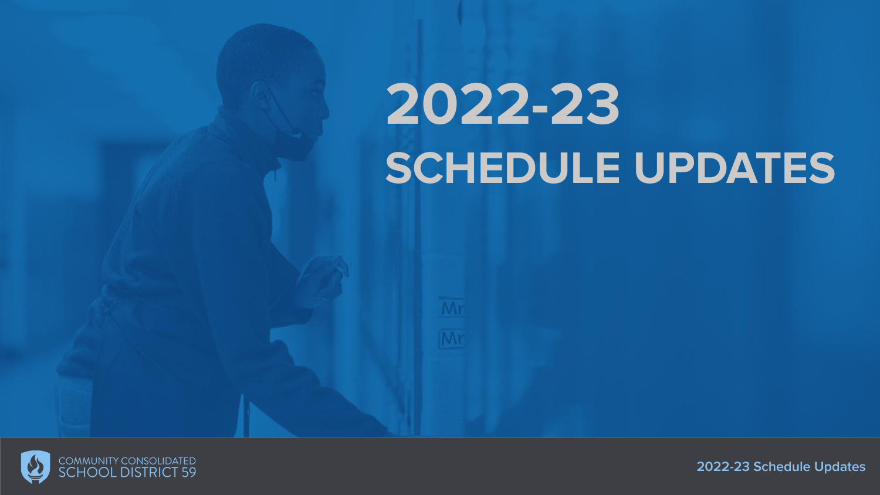# 2022-23

# SCHEDULE UPDATES

COMMUNITY CONSOLIDATED SCHOOL DISTRICT 59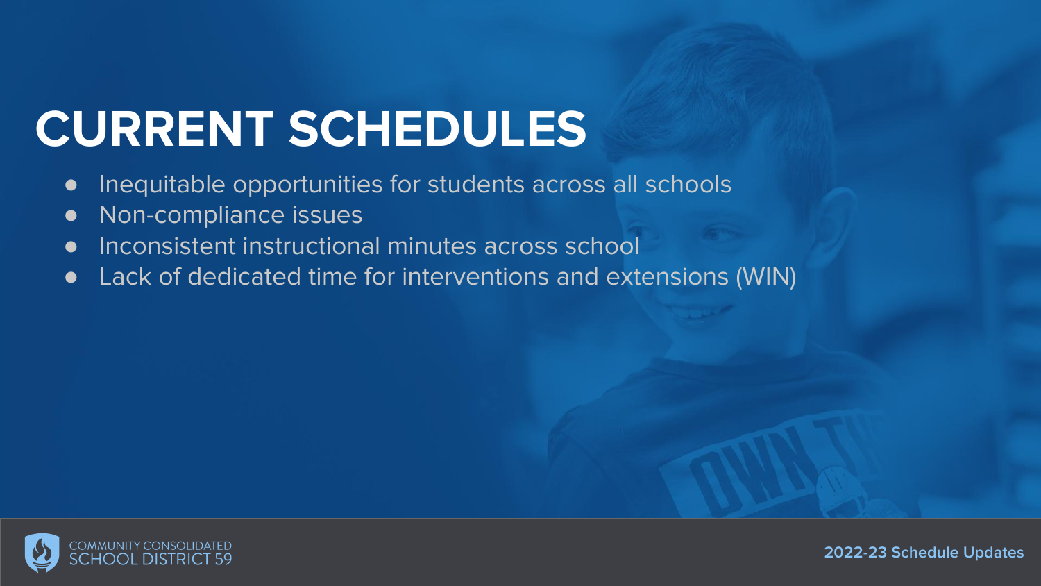# CURRENT SCHEDULES

- Inequitable opportunities for students across all schools
- Non-compliance issues
- Inconsistent instructional minutes across school
- Lack of dedicated time for interventions and extensions (WIN)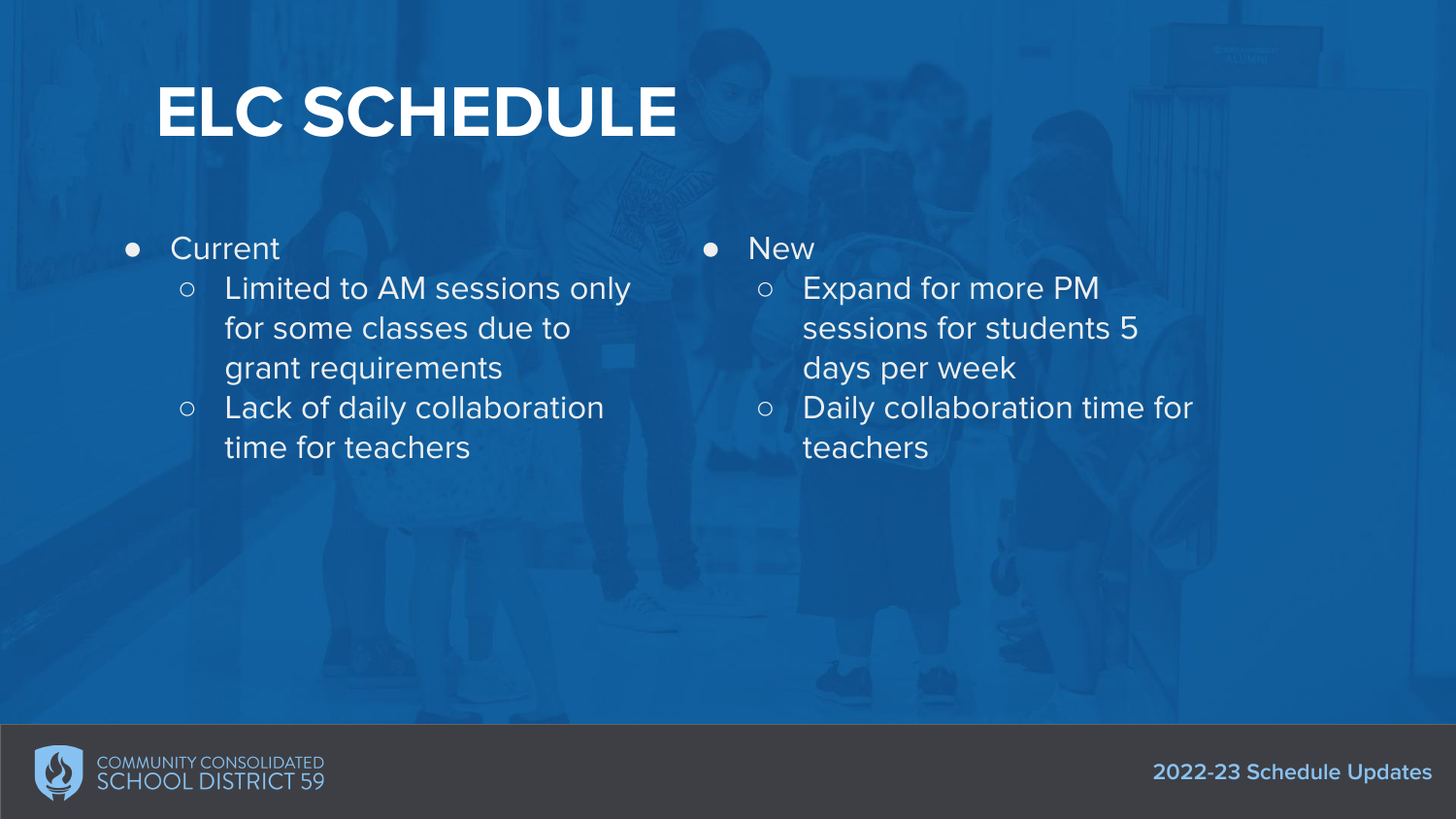# ELC SCHEDULE

- Current
  - Limited to AM sessions only for some classes due to grant requirements
  - Lack of daily collaboration time for teachers
- New
  - Expand for more PM sessions for students 5 days per week
  - Daily collaboration time for teachers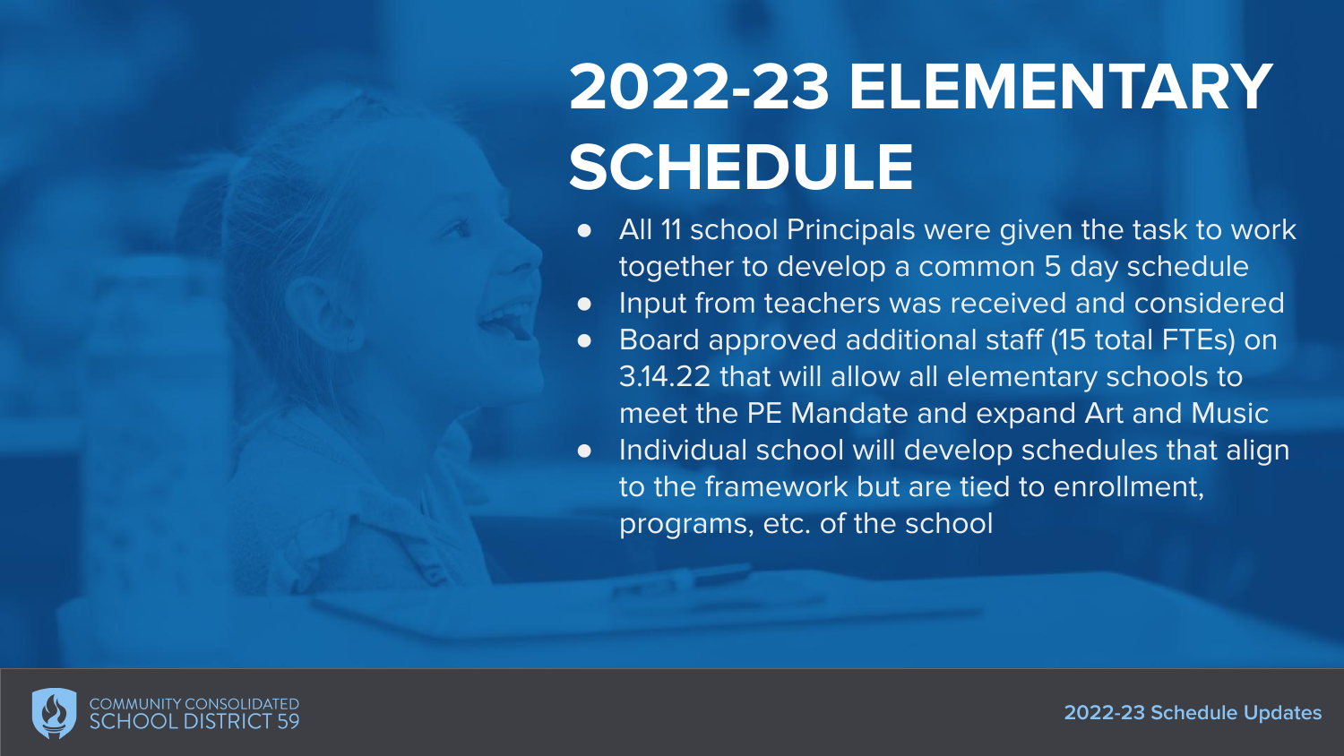# 2022-23 ELEMENTARY SCHEDULE

- All 11 school Principals were given the task to work together to develop a common 5 day schedule
- Input from teachers was received and considered
- Board approved additional staff (15 total FTEs) on 3.14.22 that will allow all elementary schools to meet the PE Mandate and expand Art and Music
- Individual school will develop schedules that align to the framework but are tied to enrollment, programs, etc. of the school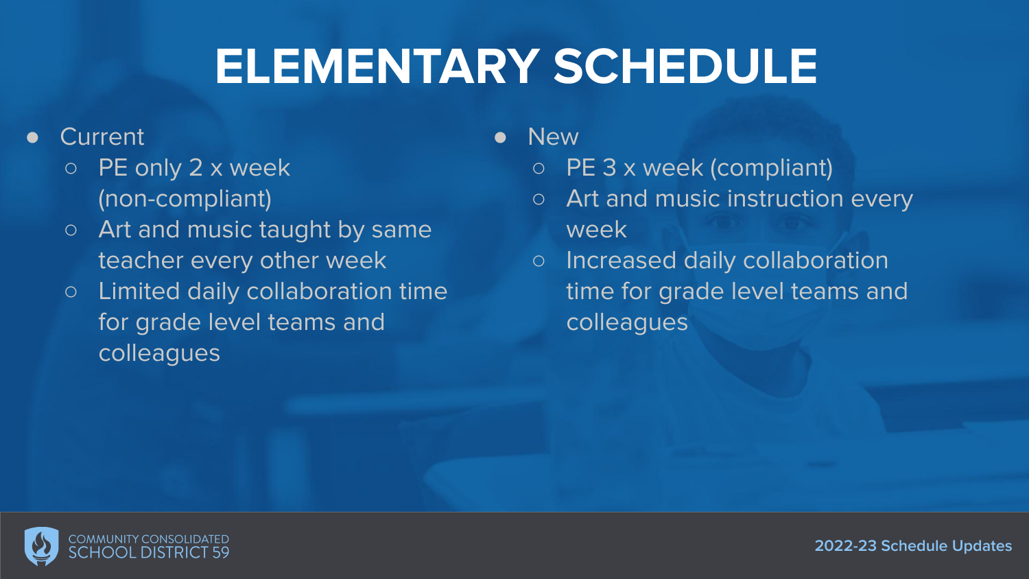# ELEMENTARY SCHEDULE

- Current
  - PE only 2 x week (non-compliant)
  - Art and music taught by same teacher every other week
  - Limited daily collaboration time for grade level teams and colleagues

- New
  - PE 3 x week (compliant)
  - Art and music instruction every week
  - Increased daily collaboration time for grade level teams and colleagues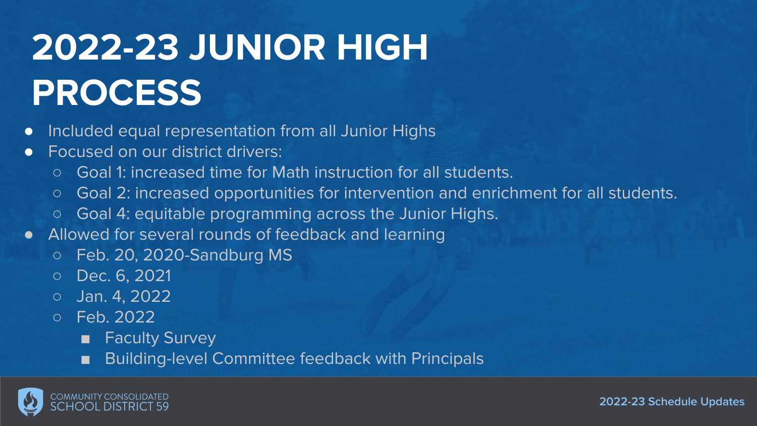# 2022-23 JUNIOR HIGH PROCESS

- Included equal representation from all Junior Highs
- Focused on our district drivers:
  - Goal 1: increased time for Math instruction for all students.
  - Goal 2: increased opportunities for intervention and enrichment for all students.
  - Goal 4: equitable programming across the Junior Highs.
- Allowed for several rounds of feedback and learning
  - Feb. 20, 2020-Sandburg MS
  - Dec. 6, 2021
  - Jan. 4, 2022
  - Feb. 2022
    - Faculty Survey
    - Building-level Committee feedback with Principals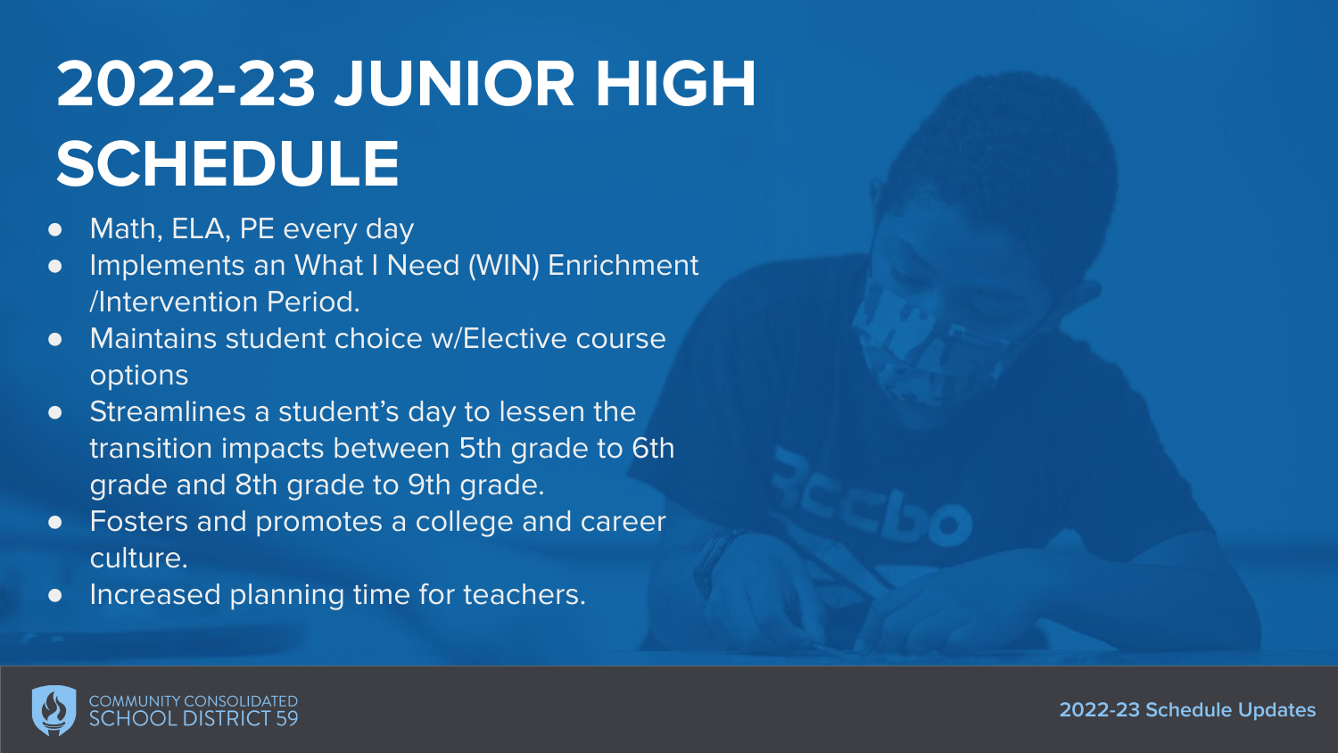# 2022-23 JUNIOR HIGH SCHEDULE

- Math, ELA, PE every day
- Implements an What I Need (WIN) Enrichment /Intervention Period.
- Maintains student choice w/Elective course options
- Streamlines a student's day to lessen the transition impacts between 5th grade to 6th grade and 8th grade to 9th grade.
- Fosters and promotes a college and career culture.
- Increased planning time for teachers.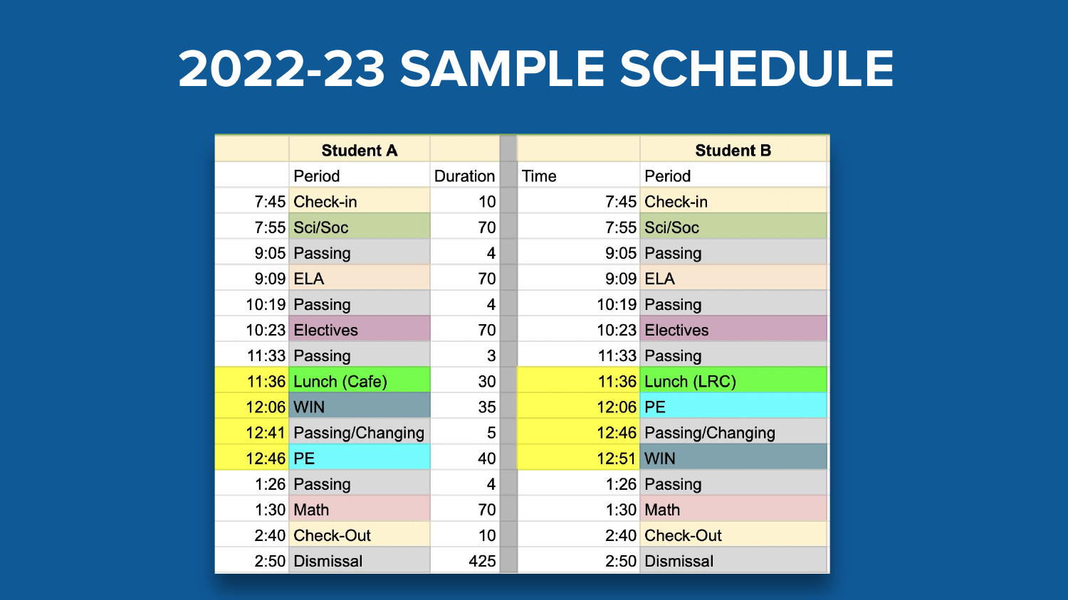# 2022-23 SAMPLE SCHEDULE

| | Student A | | | Student B |
|---|---|---|---|---|
| | Period | Duration | Time | Period |
| 7:45 | Check-in | 10 | 7:45 | Check-in |
| 7:55 | Sci/Soc | 70 | 7:55 | Sci/Soc |
| 9:05 | Passing | 4 | 9:05 | Passing |
| 9:09 | ELA | 70 | 9:09 | ELA |
| 10:19 | Passing | 4 | 10:19 | Passing |
| 10:23 | Electives | 70 | 10:23 | Electives |
| 11:33 | Passing | 3 | 11:33 | Passing |
| 11:36 | Lunch (Cafe) | 30 | 11:36 | Lunch (LRC) |
| 12:06 | WIN | 35 | 12:06 | PE |
| 12:41 | Passing/Changing | 5 | 12:46 | Passing/Changing |
| 12:46 | PE | 40 | 12:51 | WIN |
| 1:26 | Passing | 4 | 1:26 | Passing |
| 1:30 | Math | 70 | 1:30 | Math |
| 2:40 | Check-Out | 10 | 2:40 | Check-Out |
| 2:50 | Dismissal | 425 | 2:50 | Dismissal |